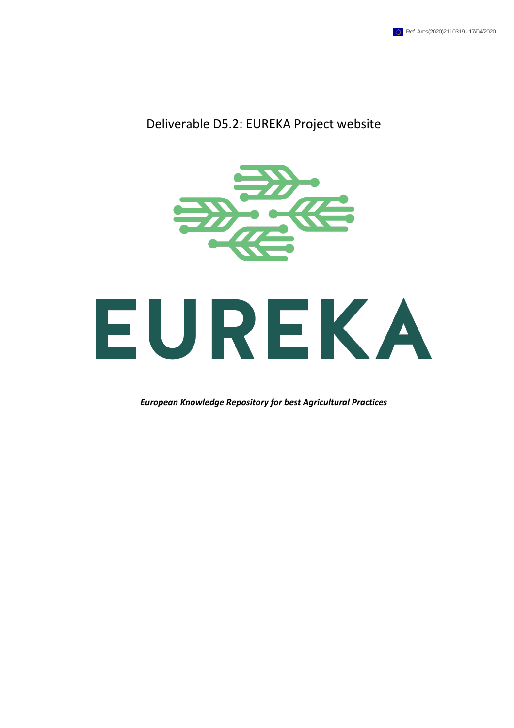Ref. Ares(2020)2110319 - 17/04/2020

# Deliverable D5.2: EUREKA Project website

EUREKA

***European Knowledge Repository for best Agricultural Practices***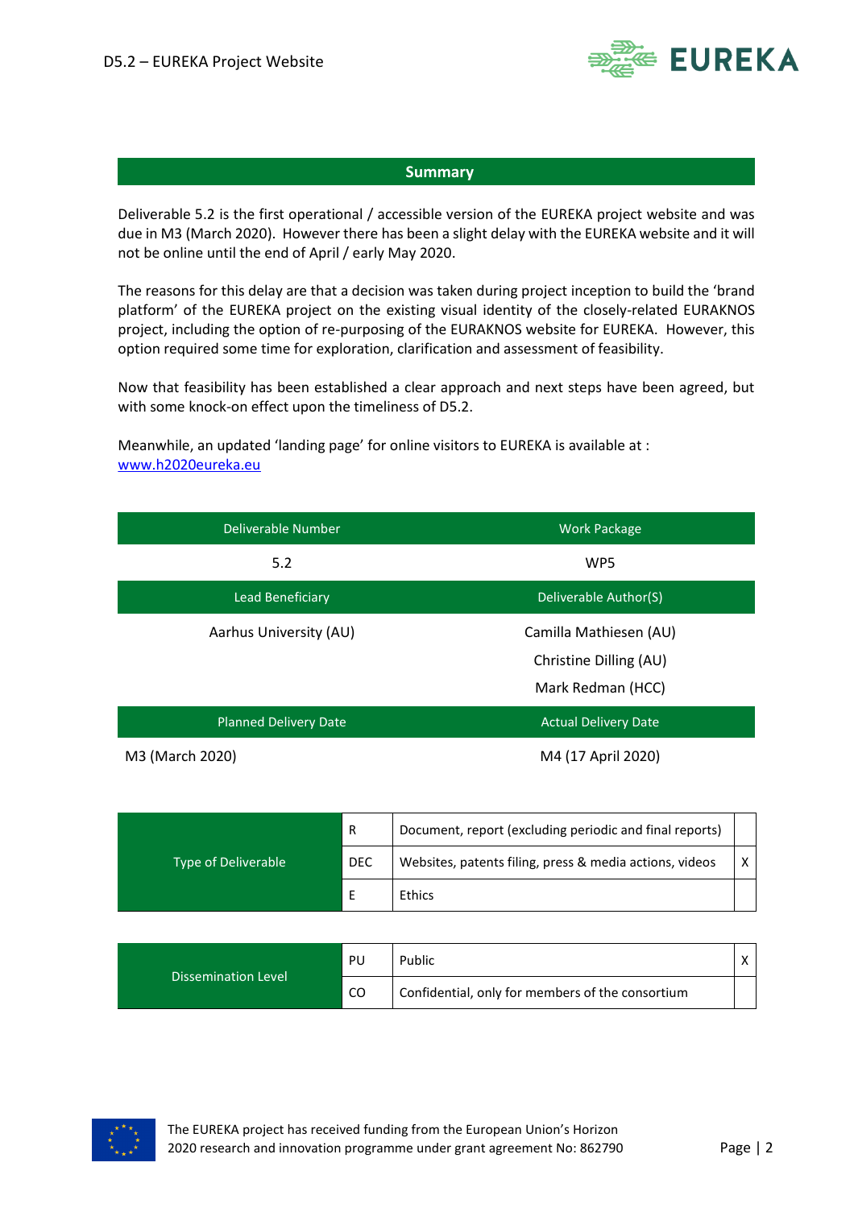## Summary

Deliverable 5.2 is the first operational / accessible version of the EUREKA project website and was due in M3 (March 2020). However there has been a slight delay with the EUREKA website and it will not be online until the end of April / early May 2020.

The reasons for this delay are that a decision was taken during project inception to build the 'brand platform' of the EUREKA project on the existing visual identity of the closely-related EURAKNOS project, including the option of re-purposing of the EURAKNOS website for EUREKA. However, this option required some time for exploration, clarification and assessment of feasibility.

Now that feasibility has been established a clear approach and next steps have been agreed, but with some knock-on effect upon the timeliness of D5.2.

Meanwhile, an updated 'landing page' for online visitors to EUREKA is available at : [www.h2020eureka.eu](http://www.h2020eureka.eu)

| Deliverable Number | Work Package |
|---|---|
| 5.2 | WP5 |
| **Lead Beneficiary** | **Deliverable Author(S)** |
| Aarhus University (AU) | Camilla Mathiesen (AU)<br>Christine Dilling (AU)<br>Mark Redman (HCC) |
| **Planned Delivery Date** | **Actual Delivery Date** |
| M3 (March 2020) | M4 (17 April 2020) |

| Type of Deliverable | | | |
|---|---|---|---|
| | R | Document, report (excluding periodic and final reports) | |
| | DEC | Websites, patents filing, press & media actions, videos | X |
| | E | Ethics | |

| Dissemination Level | | | |
|---|---|---|---|
| | PU | Public | X |
| | CO | Confidential, only for members of the consortium | |

The EUREKA project has received funding from the European Union's Horizon 2020 research and innovation programme under grant agreement No: 862790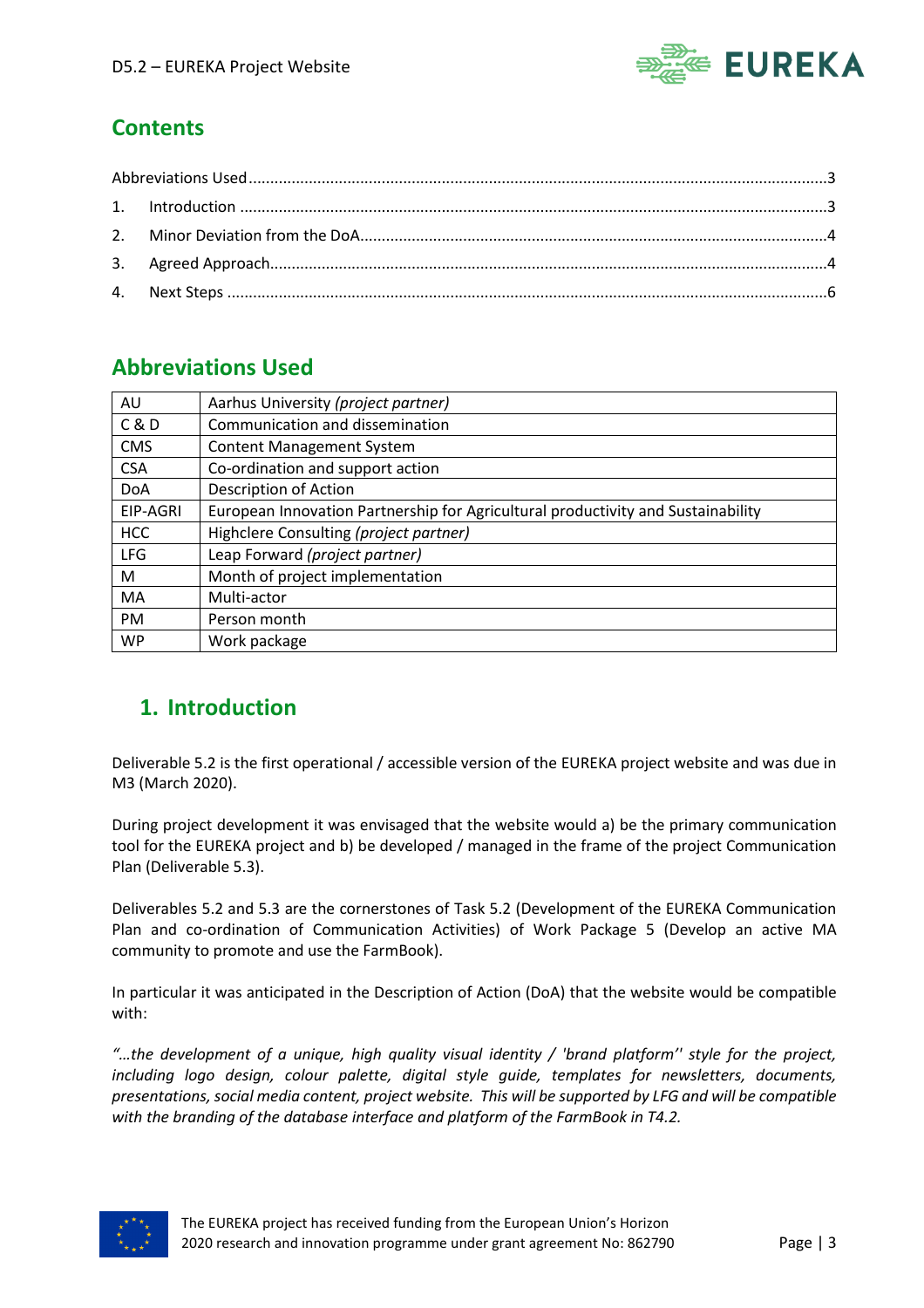## Contents

Abbreviations Used....................3

1. Introduction....................3
2. Minor Deviation from the DoA....................4
3. Agreed Approach....................4
4. Next Steps....................6

## Abbreviations Used

| | |
|---|---|
| AU | Aarhus University *(project partner)* |
| C & D | Communication and dissemination |
| CMS | Content Management System |
| CSA | Co-ordination and support action |
| DoA | Description of Action |
| EIP-AGRI | European Innovation Partnership for Agricultural productivity and Sustainability |
| HCC | Highclere Consulting *(project partner)* |
| LFG | Leap Forward *(project partner)* |
| M | Month of project implementation |
| MA | Multi-actor |
| PM | Person month |
| WP | Work package |

## 1. Introduction

Deliverable 5.2 is the first operational / accessible version of the EUREKA project website and was due in M3 (March 2020).

During project development it was envisaged that the website would a) be the primary communication tool for the EUREKA project and b) be developed / managed in the frame of the project Communication Plan (Deliverable 5.3).

Deliverables 5.2 and 5.3 are the cornerstones of Task 5.2 (Development of the EUREKA Communication Plan and co-ordination of Communication Activities) of Work Package 5 (Develop an active MA community to promote and use the FarmBook).

In particular it was anticipated in the Description of Action (DoA) that the website would be compatible with:

*"…the development of a unique, high quality visual identity / 'brand platform'' style for the project, including logo design, colour palette, digital style guide, templates for newsletters, documents, presentations, social media content, project website. This will be supported by LFG and will be compatible with the branding of the database interface and platform of the FarmBook in T4.2.*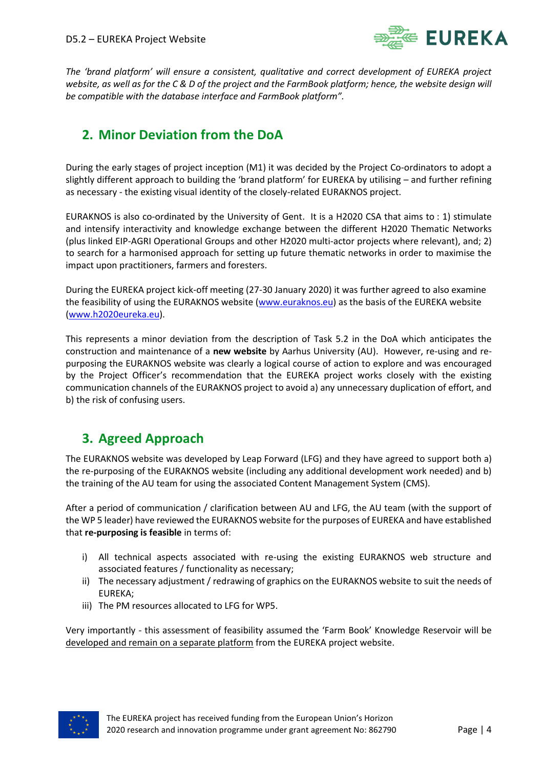*The 'brand platform' will ensure a consistent, qualitative and correct development of EUREKA project website, as well as for the C & D of the project and the FarmBook platform; hence, the website design will be compatible with the database interface and FarmBook platform".*

## 2. Minor Deviation from the DoA

During the early stages of project inception (M1) it was decided by the Project Co-ordinators to adopt a slightly different approach to building the 'brand platform' for EUREKA by utilising – and further refining as necessary - the existing visual identity of the closely-related EURAKNOS project.

EURAKNOS is also co-ordinated by the University of Gent. It is a H2020 CSA that aims to : 1) stimulate and intensify interactivity and knowledge exchange between the different H2020 Thematic Networks (plus linked EIP-AGRI Operational Groups and other H2020 multi-actor projects where relevant), and; 2) to search for a harmonised approach for setting up future thematic networks in order to maximise the impact upon practitioners, farmers and foresters.

During the EUREKA project kick-off meeting (27-30 January 2020) it was further agreed to also examine the feasibility of using the EURAKNOS website (www.euraknos.eu) as the basis of the EUREKA website (www.h2020eureka.eu).

This represents a minor deviation from the description of Task 5.2 in the DoA which anticipates the construction and maintenance of a **new website** by Aarhus University (AU). However, re-using and re-purposing the EURAKNOS website was clearly a logical course of action to explore and was encouraged by the Project Officer's recommendation that the EUREKA project works closely with the existing communication channels of the EURAKNOS project to avoid a) any unnecessary duplication of effort, and b) the risk of confusing users.

## 3. Agreed Approach

The EURAKNOS website was developed by Leap Forward (LFG) and they have agreed to support both a) the re-purposing of the EURAKNOS website (including any additional development work needed) and b) the training of the AU team for using the associated Content Management System (CMS).

After a period of communication / clarification between AU and LFG, the AU team (with the support of the WP 5 leader) have reviewed the EURAKNOS website for the purposes of EUREKA and have established that **re-purposing is feasible** in terms of:

i) All technical aspects associated with re-using the existing EURAKNOS web structure and associated features / functionality as necessary;
ii) The necessary adjustment / redrawing of graphics on the EURAKNOS website to suit the needs of EUREKA;
iii) The PM resources allocated to LFG for WP5.

Very importantly - this assessment of feasibility assumed the 'Farm Book' Knowledge Reservoir will be developed and remain on a separate platform from the EUREKA project website.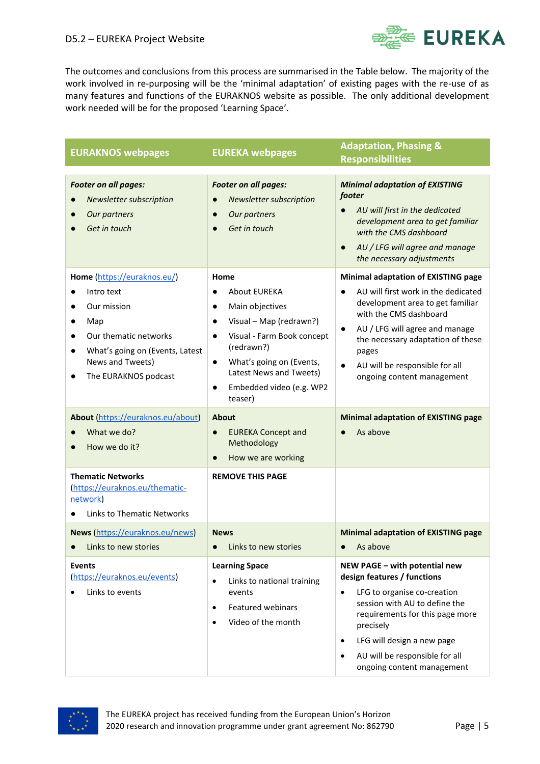The outcomes and conclusions from this process are summarised in the Table below. The majority of the work involved in re-purposing will be the 'minimal adaptation' of existing pages with the re-use of as many features and functions of the EURAKNOS website as possible. The only additional development work needed will be for the proposed 'Learning Space'.

| EURAKNOS webpages | EUREKA webpages | Adaptation, Phasing & Responsibilities |
|---|---|---|
| ***Footer on all pages:***<br>● *Newsletter subscription*<br>● *Our partners*<br>● *Get in touch* | ***Footer on all pages:***<br>● *Newsletter subscription*<br>● *Our partners*<br>● *Get in touch* | ***Minimal adaptation of EXISTING footer***<br>● *AU will first in the dedicated development area to get familiar with the CMS dashboard*<br>● *AU / LFG will agree and manage the necessary adjustments* |
| **Home** (https://euraknos.eu/)<br>● Intro text<br>● Our mission<br>● Map<br>● Our thematic networks<br>● What's going on (Events, Latest News and Tweets)<br>● The EURAKNOS podcast | **Home**<br>● About EUREKA<br>● Main objectives<br>● Visual – Map (redrawn?)<br>● Visual - Farm Book concept (redrawn?)<br>● What's going on (Events, Latest News and Tweets)<br>● Embedded video (e.g. WP2 teaser) | **Minimal adaptation of EXISTING page**<br>● AU will first work in the dedicated development area to get familiar with the CMS dashboard<br>● AU / LFG will agree and manage the necessary adaptation of these pages<br>● AU will be responsible for all ongoing content management |
| **About** (https://euraknos.eu/about)<br>● What we do?<br>● How we do it? | **About**<br>● EUREKA Concept and Methodology<br>● How we are working | **Minimal adaptation of EXISTING page**<br>● As above |
| **Thematic Networks** (https://euraknos.eu/thematic-network)<br>● Links to Thematic Networks | **REMOVE THIS PAGE** | |
| **News** (https://euraknos.eu/news)<br>● Links to new stories | **News**<br>● Links to new stories | **Minimal adaptation of EXISTING page**<br>● As above |
| **Events** (https://euraknos.eu/events)<br>● Links to events | **Learning Space**<br>● Links to national training events<br>● Featured webinars<br>● Video of the month | **NEW PAGE – with potential new design features / functions**<br>● LFG to organise co-creation session with AU to define the requirements for this page more precisely<br>● LFG will design a new page<br>● AU will be responsible for all ongoing content management |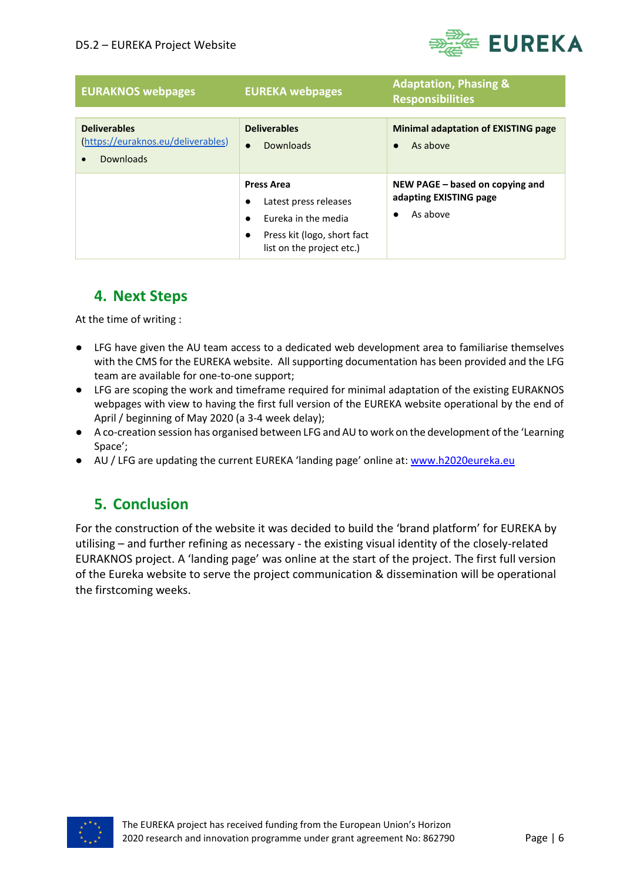| EURAKNOS webpages | EUREKA webpages | Adaptation, Phasing & Responsibilities |
|---|---|---|
| **Deliverables** (https://euraknos.eu/deliverables)<br>• Downloads | **Deliverables**<br>• Downloads | **Minimal adaptation of EXISTING page**<br>• As above |
| | **Press Area**<br>• Latest press releases<br>• Eureka in the media<br>• Press kit (logo, short fact list on the project etc.) | **NEW PAGE – based on copying and adapting EXISTING page**<br>• As above |

## 4. Next Steps

At the time of writing :

- LFG have given the AU team access to a dedicated web development area to familiarise themselves with the CMS for the EUREKA website. All supporting documentation has been provided and the LFG team are available for one-to-one support;
- LFG are scoping the work and timeframe required for minimal adaptation of the existing EURAKNOS webpages with view to having the first full version of the EUREKA website operational by the end of April / beginning of May 2020 (a 3-4 week delay);
- A co-creation session has organised between LFG and AU to work on the development of the 'Learning Space';
- AU / LFG are updating the current EUREKA 'landing page' online at: www.h2020eureka.eu

## 5. Conclusion

For the construction of the website it was decided to build the 'brand platform' for EUREKA by utilising – and further refining as necessary - the existing visual identity of the closely-related EURAKNOS project. A 'landing page' was online at the start of the project. The first full version of the Eureka website to serve the project communication & dissemination will be operational the firstcoming weeks.